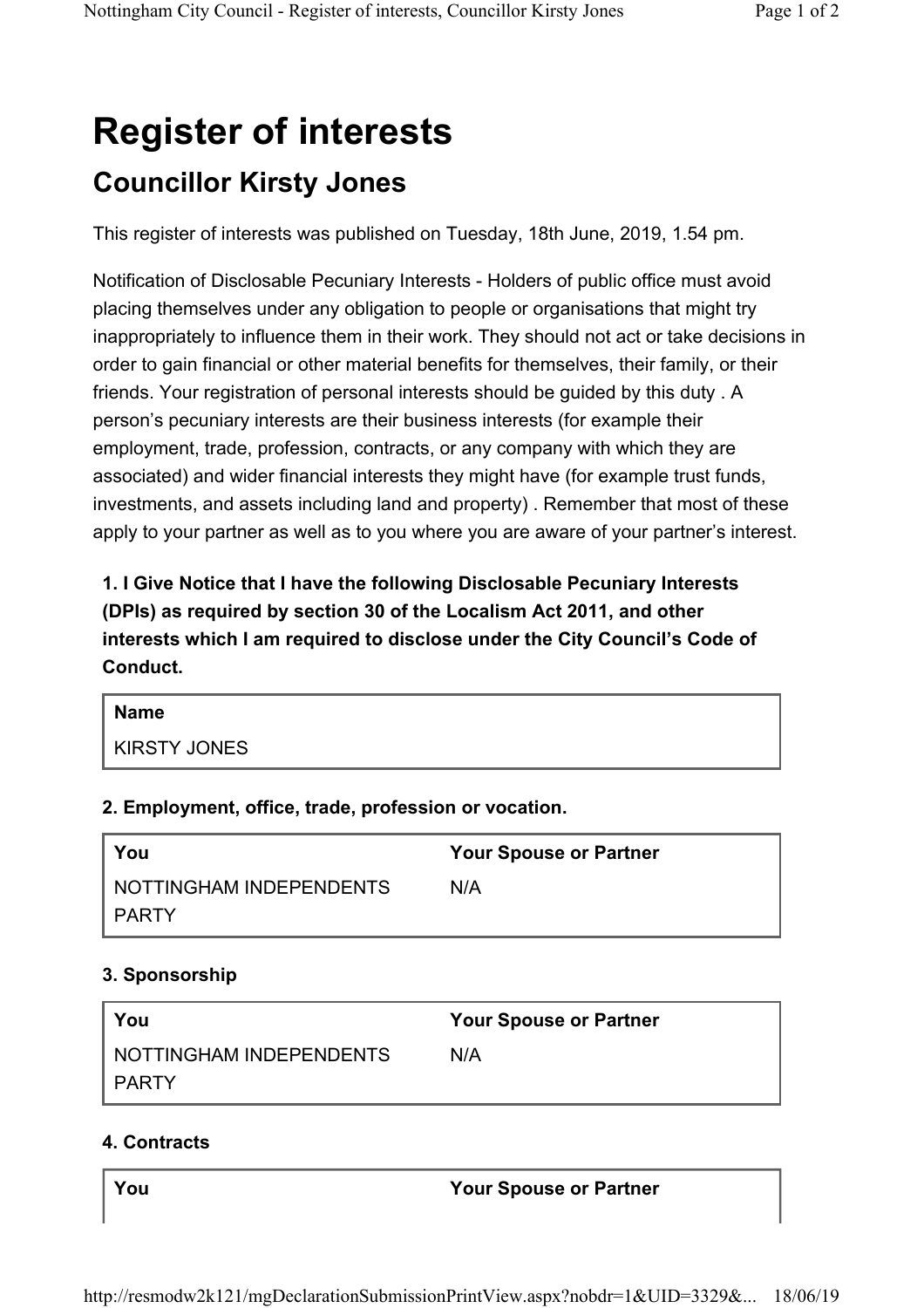# Register of interests

## Councillor Kirsty Jones

This register of interests was published on Tuesday, 18th June, 2019, 1.54 pm.

Notification of Disclosable Pecuniary Interests - Holders of public office must avoid placing themselves under any obligation to people or organisations that might try inappropriately to influence them in their work. They should not act or take decisions in order to gain financial or other material benefits for themselves, their family, or their friends. Your registration of personal interests should be guided by this duty . A person's pecuniary interests are their business interests (for example their employment, trade, profession, contracts, or any company with which they are associated) and wider financial interests they might have (for example trust funds, investments, and assets including land and property) . Remember that most of these apply to your partner as well as to you where you are aware of your partner's interest.

### 1. I Give Notice that I have the following Disclosable Pecuniary Interests (DPIs) as required by section 30 of the Localism Act 2011, and other interests which I am required to disclose under the City Council's Code of Conduct.

| Name |
| --- |
| KIRSTY JONES |

### 2. Employment, office, trade, profession or vocation.

| You | Your Spouse or Partner |
| --- | --- |
| NOTTINGHAM INDEPENDENTS PARTY | N/A |

### 3. Sponsorship

| You | Your Spouse or Partner |
| --- | --- |
| NOTTINGHAM INDEPENDENTS PARTY | N/A |

### 4. Contracts

| You | Your Spouse or Partner |
| --- | --- |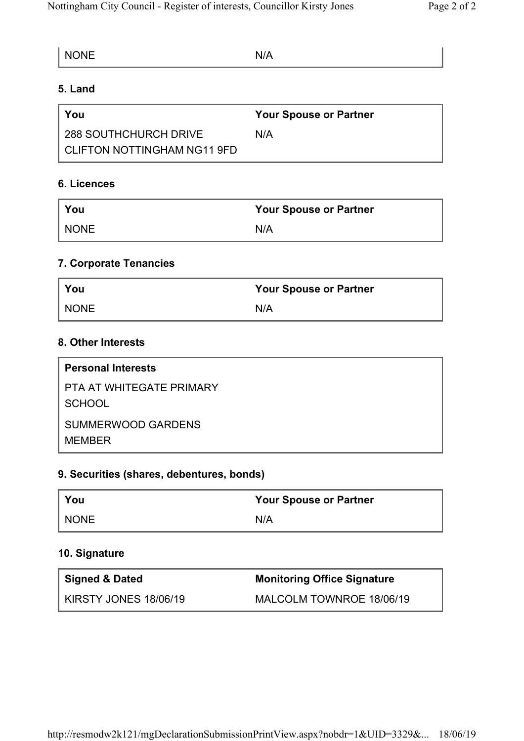| | |
|---|---|
| NONE | N/A |

**5. Land**

| You | Your Spouse or Partner |
|---|---|
| 288 SOUTHCHURCH DRIVE CLIFTON NOTTINGHAM NG11 9FD | N/A |

**6. Licences**

| You | Your Spouse or Partner |
|---|---|
| NONE | N/A |

**7. Corporate Tenancies**

| You | Your Spouse or Partner |
|---|---|
| NONE | N/A |

**8. Other Interests**

| Personal Interests |
|---|
| PTA AT WHITEGATE PRIMARY SCHOOL |
| SUMMERWOOD GARDENS MEMBER |

**9. Securities (shares, debentures, bonds)**

| You | Your Spouse or Partner |
|---|---|
| NONE | N/A |

**10. Signature**

| Signed & Dated | Monitoring Office Signature |
|---|---|
| KIRSTY JONES 18/06/19 | MALCOLM TOWNROE 18/06/19 |